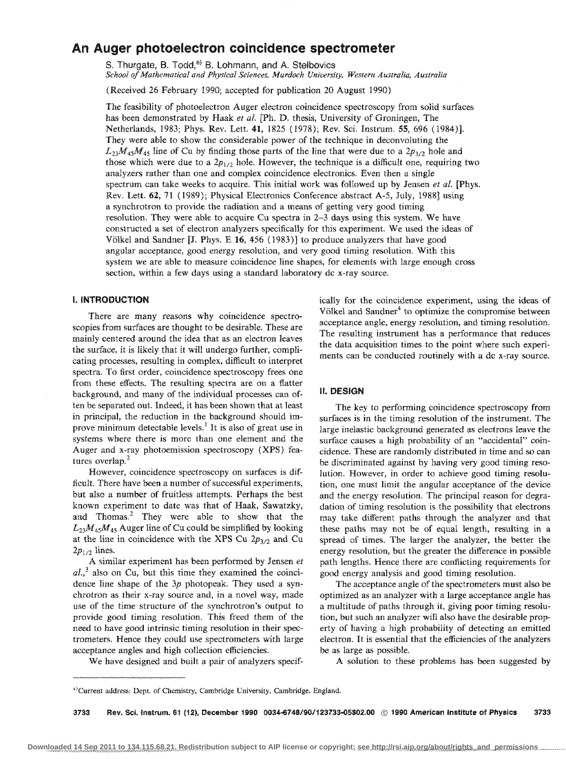# An Auger photoelectron coincidence spectrometer

S. Thurgate, B. Todd,[a] B. Lohmann, and A. Stelbovics

*School of Mathematical and Physical Sciences, Murdoch University, Western Australia, Australia*

(Received 26 February 1990; accepted for publication 20 August 1990)

The feasibility of photoelectron Auger electron coincidence spectroscopy from solid surfaces has been demonstrated by Haak *et al.* [Ph. D. thesis, University of Groningen, The Netherlands, 1983; Phys. Rev. Lett. **41**, 1825 (1978); Rev. Sci. Instrum. **55**, 696 (1984)]. They were able to show the considerable power of the technique in deconvoluting the $L_{23}M_{45}M_{45}$ line of Cu by finding those parts of the line that were due to a $2p_{3/2}$ hole and those which were due to a $2p_{1/2}$ hole. However, the technique is a difficult one, requiring two analyzers rather than one and complex coincidence electronics. Even then a single spectrum can take weeks to acquire. This initial work was followed up by Jensen *et al.* [Phys. Rev. Lett. **62**, 71 (1989); Physical Electronics Conference abstract A-5, July, 1988] using a synchrotron to provide the radiation and a means of getting very good timing resolution. They were able to acquire Cu spectra in 2–3 days using this system. We have constructed a set of electron analyzers specifically for this experiment. We used the ideas of Völkel and Sandner [J. Phys. E **16**, 456 (1983)] to produce analyzers that have good angular acceptance, good energy resolution, and very good timing resolution. With this system we are able to measure coincidence line shapes, for elements with large enough cross section, within a few days using a standard laboratory dc x-ray source.

## I. INTRODUCTION

There are many reasons why coincidence spectroscopies from surfaces are thought to be desirable. These are mainly centered around the idea that as an electron leaves the surface, it is likely that it will undergo further, complicating processes, resulting in complex, difficult to interpret spectra. To first order, coincidence spectroscopy frees one from these effects. The resulting spectra are on a flatter background, and many of the individual processes can often be separated out. Indeed, it has been shown that at least in principal, the reduction in the background should improve minimum detectable levels.[1] It is also of great use in systems where there is more than one element and the Auger and x-ray photoemission spectroscopy (XPS) features overlap.[2]

However, coincidence spectroscopy on surfaces is difficult. There have been a number of successful experiments, but also a number of fruitless attempts. Perhaps the best known experiment to date was that of Haak, Sawatzky, and Thomas.[2] They were able to show that the $L_{23}M_{45}M_{45}$ Auger line of Cu could be simplified by looking at the line in coincidence with the XPS Cu $2p_{3/2}$ and Cu $2p_{1/2}$ lines.

A similar experiment has been performed by Jensen *et al.*,[3] also on Cu, but this time they examined the coincidence line shape of the 3*p* photopeak. They used a synchrotron as their x-ray source and, in a novel way, made use of the time structure of the synchrotron's output to provide good timing resolution. This freed them of the need to have good intrinsic timing resolution in their spectrometers. Hence they could use spectrometers with large acceptance angles and high collection efficiencies.

We have designed and built a pair of analyzers specifically for the coincidence experiment, using the ideas of Völkel and Sandner[4] to optimize the compromise between acceptance angle, energy resolution, and timing resolution. The resulting instrument has a performance that reduces the data acquisition times to the point where such experiments can be conducted routinely with a dc x-ray source.

## II. DESIGN

The key to performing coincidence spectroscopy from surfaces is in the timing resolution of the instrument. The large inelastic background generated as electrons leave the surface causes a high probability of an "accidental" coincidence. These are randomly distributed in time and so can be discriminated against by having very good timing resolution. However, in order to achieve good timing resolution, one must limit the angular acceptance of the device and the energy resolution. The principal reason for degradation of timing resolution is the possibility that electrons may take different paths through the analyzer and that these paths may not be of equal length, resulting in a spread of times. The larger the analyzer, the better the energy resolution, but the greater the difference in possible path lengths. Hence there are conflicting requirements for good energy analysis and good timing resolution.

The acceptance angle of the spectrometers must also be optimized as an analyzer with a large acceptance angle has a multitude of paths through it, giving poor timing resolution, but such an analyzer will also have the desirable property of having a high probability of detecting an emitted electron. It is essential that the efficiencies of the analyzers be as large as possible.

A solution to these problems has been suggested by

[a] Current address: Dept. of Chemistry, Cambridge University, Cambridge, England.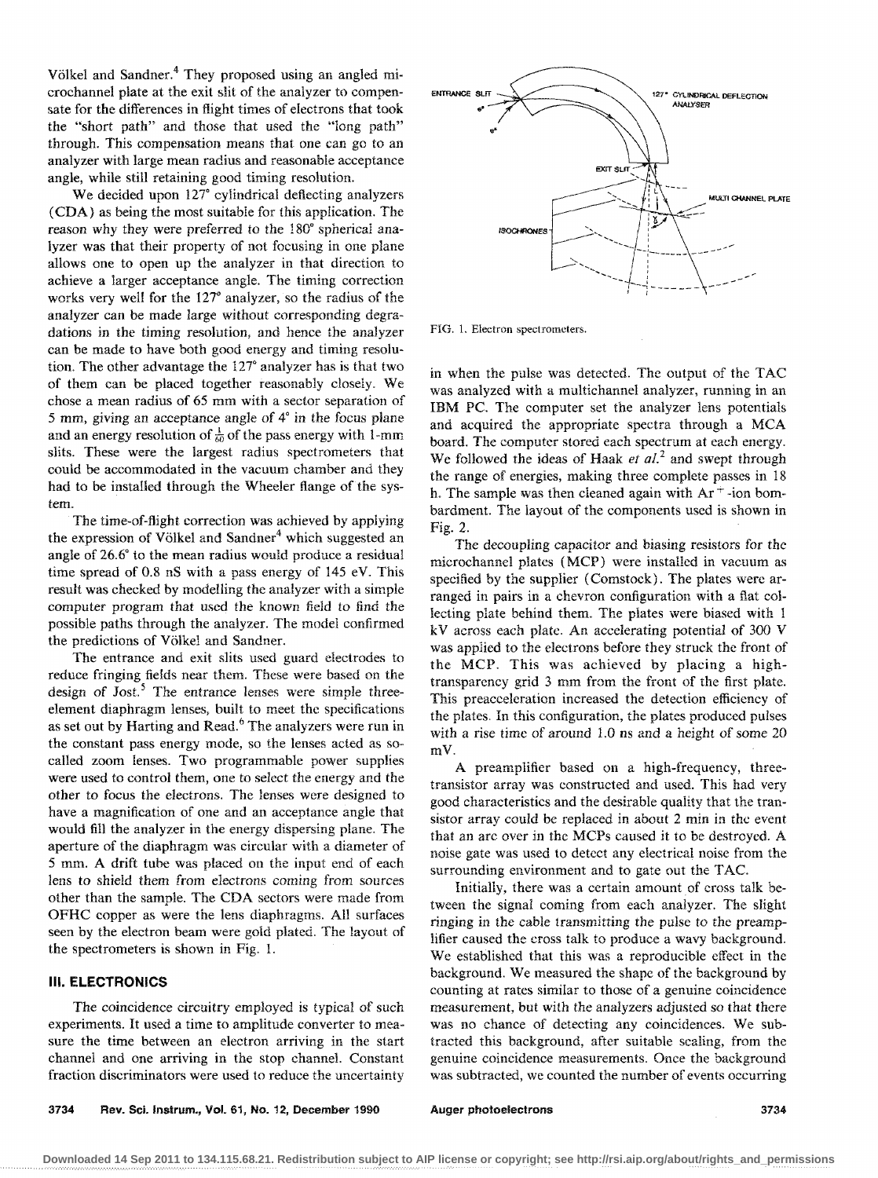Völkel and Sandner.[4] They proposed using an angled microchannel plate at the exit slit of the analyzer to compensate for the differences in flight times of electrons that took the "short path" and those that used the "long path" through. This compensation means that one can go to an analyzer with large mean radius and reasonable acceptance angle, while still retaining good timing resolution.

We decided upon 127° cylindrical deflecting analyzers (CDA) as being the most suitable for this application. The reason why they were preferred to the 180° spherical analyzer was that their property of not focusing in one plane allows one to open up the analyzer in that direction to achieve a larger acceptance angle. The timing correction works very well for the 127° analyzer, so the radius of the analyzer can be made large without corresponding degradations in the timing resolution, and hence the analyzer can be made to have both good energy and timing resolution. The other advantage the 127° analyzer has is that two of them can be placed together reasonably closely. We chose a mean radius of 65 mm with a sector separation of 5 mm, giving an acceptance angle of 4° in the focus plane and an energy resolution of $\frac{1}{60}$ of the pass energy with 1-mm slits. These were the largest radius spectrometers that could be accommodated in the vacuum chamber and they had to be installed through the Wheeler flange of the system.

The time-of-flight correction was achieved by applying the expression of Völkel and Sandner[4] which suggested an angle of 26.6° to the mean radius would produce a residual time spread of 0.8 nS with a pass energy of 145 eV. This result was checked by modelling the analyzer with a simple computer program that used the known field to find the possible paths through the analyzer. The model confirmed the predictions of Völkel and Sandner.

The entrance and exit slits used guard electrodes to reduce fringing fields near them. These were based on the design of Jost.[5] The entrance lenses were simple three-element diaphragm lenses, built to meet the specifications as set out by Harting and Read.[6] The analyzers were run in the constant pass energy mode, so the lenses acted as so-called zoom lenses. Two programmable power supplies were used to control them, one to select the energy and the other to focus the electrons. The lenses were designed to have a magnification of one and an acceptance angle that would fill the analyzer in the energy dispersing plane. The aperture of the diaphragm was circular with a diameter of 5 mm. A drift tube was placed on the input end of each lens to shield them from electrons coming from sources other than the sample. The CDA sectors were made from OFHC copper as were the lens diaphragms. All surfaces seen by the electron beam were gold plated. The layout of the spectrometers is shown in Fig. 1.

FIG. 1. Electron spectrometers.

## III. ELECTRONICS

The coincidence circuitry employed is typical of such experiments. It used a time to amplitude converter to measure the time between an electron arriving in the start channel and one arriving in the stop channel. Constant fraction discriminators were used to reduce the uncertainty in when the pulse was detected. The output of the TAC was analyzed with a multichannel analyzer, running in an IBM PC. The computer set the analyzer lens potentials and acquired the appropriate spectra through a MCA board. The computer stored each spectrum at each energy. We followed the ideas of Haak *et al.*[2] and swept through the range of energies, making three complete passes in 18 h. The sample was then cleaned again with $Ar^+$-ion bombardment. The layout of the components used is shown in Fig. 2.

The decoupling capacitor and biasing resistors for the microchannel plates (MCP) were installed in vacuum as specified by the supplier (Comstock). The plates were arranged in pairs in a chevron configuration with a flat collecting plate behind them. The plates were biased with 1 kV across each plate. An accelerating potential of 300 V was applied to the electrons before they struck the front of the MCP. This was achieved by placing a high-transparency grid 3 mm from the front of the first plate. This preacceleration increased the detection efficiency of the plates. In this configuration, the plates produced pulses with a rise time of around 1.0 ns and a height of some 20 mV.

A preamplifier based on a high-frequency, three-transistor array was constructed and used. This had very good characteristics and the desirable quality that the transistor array could be replaced in about 2 min in the event that an arc over in the MCPs caused it to be destroyed. A noise gate was used to detect any electrical noise from the surrounding environment and to gate out the TAC.

Initially, there was a certain amount of cross talk between the signal coming from each analyzer. The slight ringing in the cable transmitting the pulse to the preamplifier caused the cross talk to produce a wavy background. We established that this was a reproducible effect in the background. We measured the shape of the background by counting at rates similar to those of a genuine coincidence measurement, but with the analyzers adjusted so that there was no chance of detecting any coincidences. We subtracted this background, after suitable scaling, from the genuine coincidence measurements. Once the background was subtracted, we counted the number of events occurring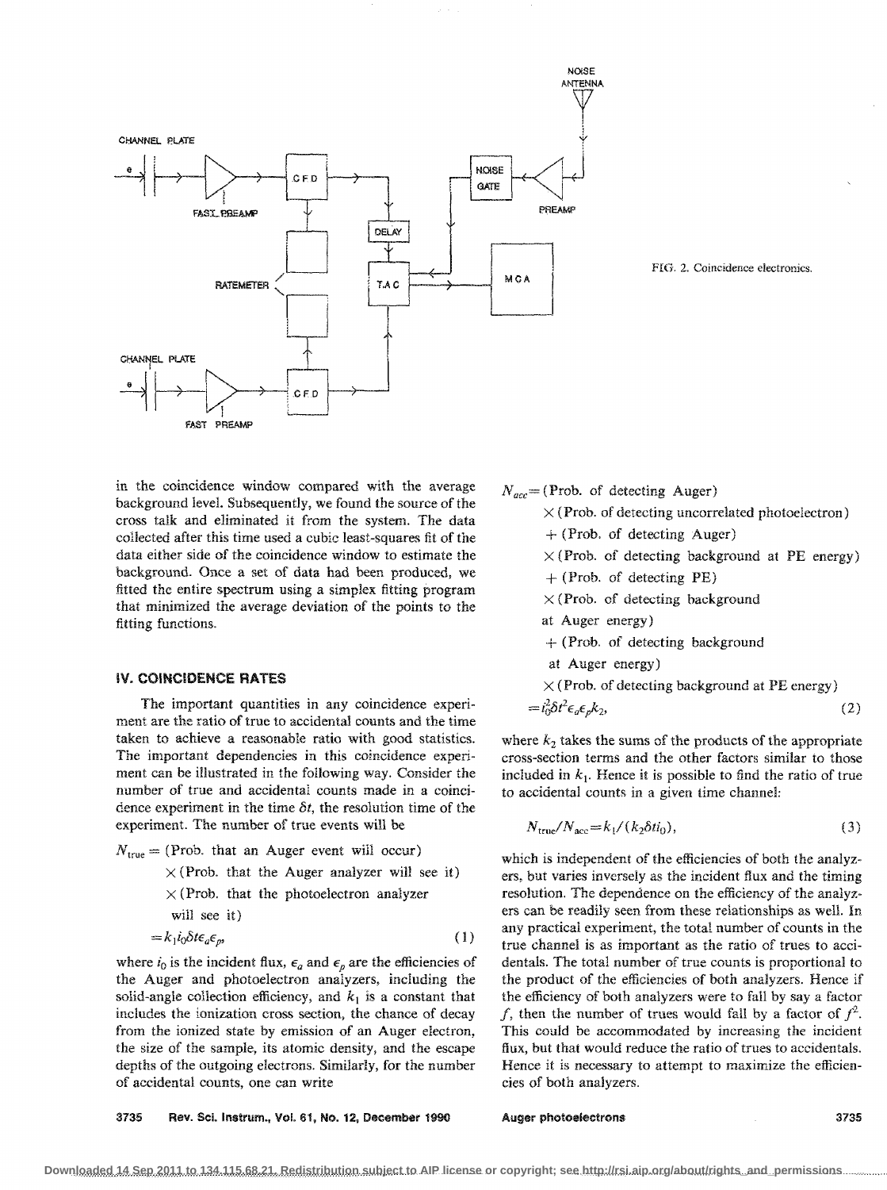FIG. 2. Coincidence electronics.

in the coincidence window compared with the average background level. Subsequently, we found the source of the cross talk and eliminated it from the system. The data collected after this time used a cubic least-squares fit of the data either side of the coincidence window to estimate the background. Once a set of data had been produced, we fitted the entire spectrum using a simplex fitting program that minimized the average deviation of the points to the fitting functions.

## IV. COINCIDENCE RATES

The important quantities in any coincidence experiment are the ratio of true to accidental counts and the time taken to achieve a reasonable ratio with good statistics. The important dependencies in this coincidence experiment can be illustrated in the following way. Consider the number of true and accidental counts made in a coincidence experiment in the time $\delta t$, the resolution time of the experiment. The number of true events will be

$$\begin{aligned} N_{\text{true}} = &\ (\text{Prob. that an Auger event will occur}) \\ &\times (\text{Prob. that the Auger analyzer will see it}) \\ &\times (\text{Prob. that the photoelectron analyzer will see it}) \\ = &\ k_1 i_0 \delta t \epsilon_a \epsilon_p, \end{aligned} \tag{1}$$

where $i_0$ is the incident flux, $\epsilon_a$ and $\epsilon_p$ are the efficiencies of the Auger and photoelectron analyzers, including the solid-angle collection efficiency, and $k_1$ is a constant that includes the ionization cross section, the chance of decay from the ionized state by emission of an Auger electron, the size of the sample, its atomic density, and the escape depths of the outgoing electrons. Similarly, for the number of accidental counts, one can write

$$\begin{aligned} N_{acc} = &\ (\text{Prob. of detecting Auger}) \\ &\times (\text{Prob. of detecting uncorrelated photoelectron}) \\ &+ (\text{Prob. of detecting Auger}) \\ &\times (\text{Prob. of detecting background at PE energy}) \\ &+ (\text{Prob. of detecting PE}) \\ &\times (\text{Prob. of detecting background at Auger energy}) \\ &+ (\text{Prob. of detecting background at Auger energy}) \\ &\times (\text{Prob. of detecting background at PE energy}) \\ = &\ i_0^2 \delta t^2 \epsilon_a \epsilon_p k_2, \end{aligned} \tag{2}$$

where $k_2$ takes the sums of the products of the appropriate cross-section terms and the other factors similar to those included in $k_1$. Hence it is possible to find the ratio of true to accidental counts in a given time channel:

$$N_{\text{true}}/N_{\text{acc}} = k_1/(k_2 \delta t i_0), \tag{3}$$

which is independent of the efficiencies of both the analyzers, but varies inversely as the incident flux and the timing resolution. The dependence on the efficiency of the analyzers can be readily seen from these relationships as well. In any practical experiment, the total number of counts in the true channel is as important as the ratio of trues to accidentals. The total number of true counts is proportional to the product of the efficiencies of both analyzers. Hence if the efficiency of both analyzers were to fall by say a factor $f$, then the number of trues would fall by a factor of $f^2$. This could be accommodated by increasing the incident flux, but that would reduce the ratio of trues to accidentals. Hence it is necessary to attempt to maximize the efficiencies of both analyzers.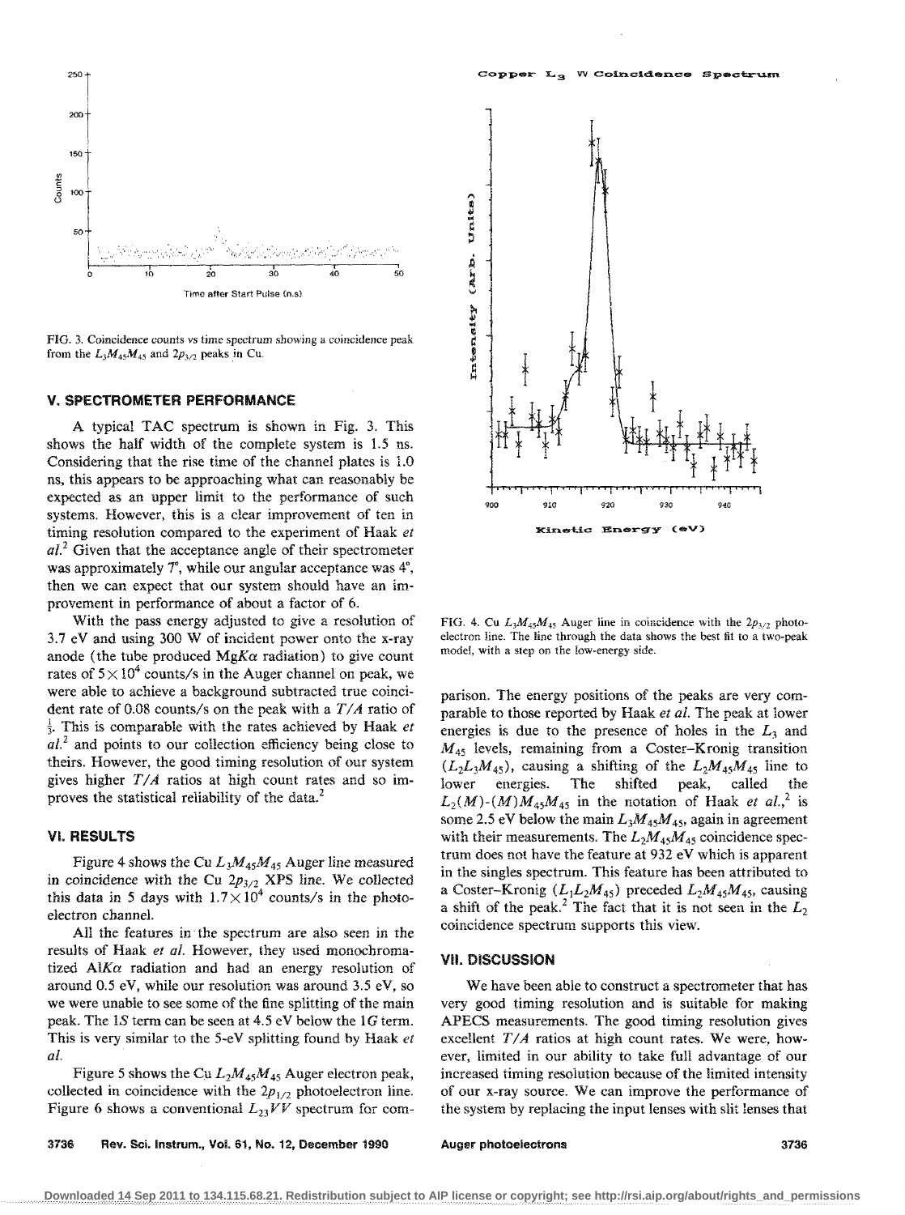FIG. 3. Coincidence counts vs time spectrum showing a coincidence peak from the $L_3M_{45}M_{45}$ and $2p_{3/2}$ peaks in Cu.

## V. SPECTROMETER PERFORMANCE

A typical TAC spectrum is shown in Fig. 3. This shows the half width of the complete system is 1.5 ns. Considering that the rise time of the channel plates is 1.0 ns, this appears to be approaching what can reasonably be expected as an upper limit to the performance of such systems. However, this is a clear improvement of ten in timing resolution compared to the experiment of Haak *et al.*[2] Given that the acceptance angle of their spectrometer was approximately 7°, while our angular acceptance was 4°, then we can expect that our system should have an improvement in performance of about a factor of 6.

With the pass energy adjusted to give a resolution of 3.7 eV and using 300 W of incident power onto the x-ray anode (the tube produced Mg*K*α radiation) to give count rates of $5\times10^4$ counts/s in the Auger channel on peak, we were able to achieve a background subtracted true coincident rate of 0.08 counts/s on the peak with a *T/A* ratio of $\frac{1}{3}$. This is comparable with the rates achieved by Haak *et al.*[2] and points to our collection efficiency being close to theirs. However, the good timing resolution of our system gives higher *T/A* ratios at high count rates and so improves the statistical reliability of the data.[2]

## VI. RESULTS

Figure 4 shows the Cu $L_3M_{45}M_{45}$ Auger line measured in coincidence with the Cu $2p_{3/2}$ XPS line. We collected this data in 5 days with $1.7\times10^4$ counts/s in the photoelectron channel.

All the features in the spectrum are also seen in the results of Haak *et al.* However, they used monochromatized Al*K*α radiation and had an energy resolution of around 0.5 eV, while our resolution was around 3.5 eV, so we were unable to see some of the fine splitting of the main peak. The $1S$ term can be seen at 4.5 eV below the $1G$ term. This is very similar to the 5-eV splitting found by Haak *et al.*

Figure 5 shows the Cu $L_2M_{45}M_{45}$ Auger electron peak, collected in coincidence with the $2p_{1/2}$ photoelectron line. Figure 6 shows a conventional $L_{23}VV$ spectrum for comparison. The energy positions of the peaks are very comparable to those reported by Haak *et al.* The peak at lower energies is due to the presence of holes in the $L_3$ and $M_{45}$ levels, remaining from a Coster–Kronig transition ($L_2L_3M_{45}$), causing a shifting of the $L_3M_{45}M_{45}$ line to lower energies. The shifted peak, called the $L_3(M)$-$(M)M_{45}M_{45}$ in the notation of Haak *et al.*,[2] is some 2.5 eV below the main $L_3M_{45}M_{45}$, again in agreement with their measurements. The $L_2M_{45}M_{45}$ coincidence spectrum does not have the feature at 932 eV which is apparent in the singles spectrum. This feature has been attributed to a Coster–Kronig ($L_1L_2M_{45}$) preceded $L_2M_{45}M_{45}$, causing a shift of the peak.[2] The fact that it is not seen in the $L_2$ coincidence spectrum supports this view.

FIG. 4. Cu $L_3M_{45}M_{45}$ Auger line in coincidence with the $2p_{3/2}$ photoelectron line. The line through the data shows the best fit to a two-peak model, with a step on the low-energy side.

## VII. DISCUSSION

We have been able to construct a spectrometer that has very good timing resolution and is suitable for making APECS measurements. The good timing resolution gives excellent *T/A* ratios at high count rates. We were, however, limited in our ability to take full advantage of our increased timing resolution because of the limited intensity of our x-ray source. We can improve the performance of the system by replacing the input lenses with slit lenses that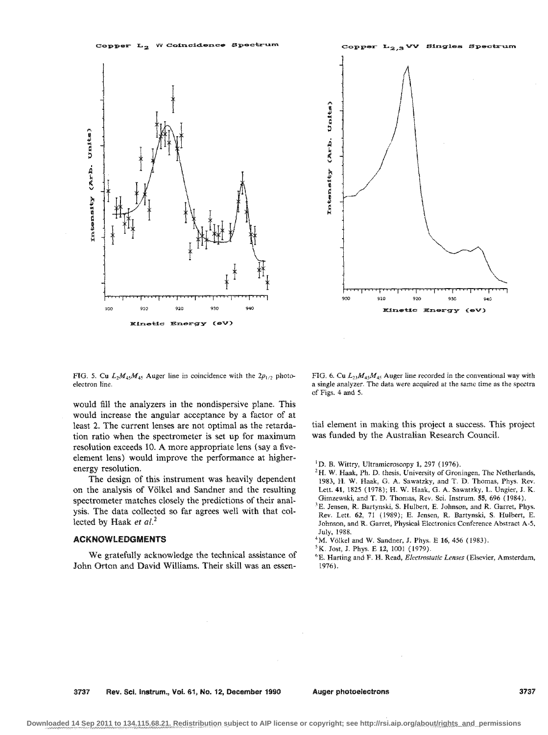Copper $L_2$ VV Coincidence Spectrum

Intensity (Arb. Units)

900 910 920 930 940

Kinetic Energy (eV)

Copper $L_{2,3}$VV Singles Spectrum

Intensity (Arb. Units)

900 910 920 930 940

Kinetic Energy (eV)

FIG. 5. Cu $L_2M_{45}M_{45}$ Auger line in coincidence with the $2p_{1/2}$ photoelectron line.

FIG. 6. Cu $L_{23}M_{45}M_{45}$ Auger line recorded in the conventional way with a single analyzer. The data were acquired at the same time as the spectra of Figs. 4 and 5.

would fill the analyzers in the nondispersive plane. This would increase the angular acceptance by a factor of at least 2. The current lenses are not optimal as the retardation ratio when the spectrometer is set up for maximum resolution exceeds 10. A more appropriate lens (say a five-element lens) would improve the performance at higher-energy resolution.

The design of this instrument was heavily dependent on the analysis of Völkel and Sandner and the resulting spectrometer matches closely the predictions of their analysis. The data collected so far agrees well with that collected by Haak *et al.*[2]

## ACKNOWLEDGMENTS

We gratefully acknowledge the technical assistance of John Orton and David Williams. Their skill was an essential element in making this project a success. This project was funded by the Australian Research Council.

[1] D. B. Wittry, Ultramicroscopy **1**, 297 (1976).

[2] H. W. Haak, Ph. D. thesis, University of Groningen, The Netherlands, 1983, H. W. Haak, G. A. Sawatzky, and T. D. Thomas, Phys. Rev. Lett. **41**, 1825 (1978); H. W. Haak, G. A. Sawatzky, L. Ungier, J. K. Gimzewski, and T. D. Thomas, Rev. Sci. Instrum. **55**, 696 (1984).

[3] E. Jensen, R. Bartynski, S. Hulbert, E. Johnson, and R. Garret, Phys. Rev. Lett. **62**, 71 (1989); E. Jensen, R. Bartynski, S. Hulbert, E. Johnson, and R. Garret, Physical Electronics Conference Abstract A-5, July, 1988.

[4] M. Völkel and W. Sandner, J. Phys. E **16**, 456 (1983).

[5] K. Jost, J. Phys. E **12**, 1001 (1979).

[6] E. Harting and F. H. Read, *Electrostatic Lenses* (Elsevier, Amsterdam, 1976).